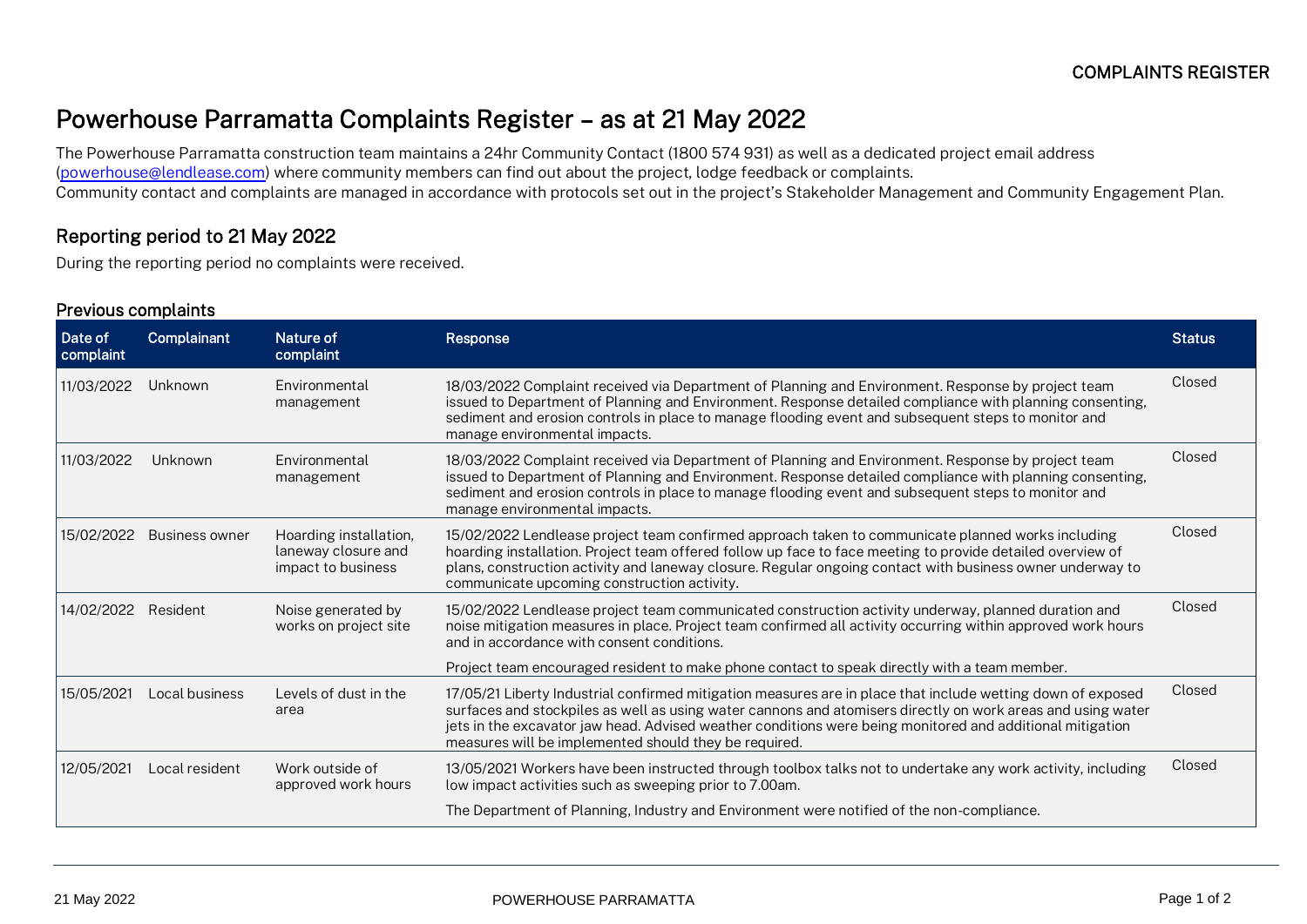# Powerhouse Parramatta Complaints Register – as at 21 May 2022

The Powerhouse Parramatta construction team maintains a 24hr Community Contact (1800 574 931) as well as a dedicated project email address (powerhouse@lendlease.com) where community members can find out about the project, lodge feedback or complaints.
Community contact and complaints are managed in accordance with protocols set out in the project's Stakeholder Management and Community Engagement Plan.

## Reporting period to 21 May 2022

During the reporting period no complaints were received.

### Previous complaints

| Date of complaint | Complainant | Nature of complaint | Response | Status |
|---|---|---|---|---|
| 11/03/2022 | Unknown | Environmental management | 18/03/2022 Complaint received via Department of Planning and Environment. Response by project team issued to Department of Planning and Environment. Response detailed compliance with planning consenting, sediment and erosion controls in place to manage flooding event and subsequent steps to monitor and manage environmental impacts. | Closed |
| 11/03/2022 | Unknown | Environmental management | 18/03/2022 Complaint received via Department of Planning and Environment. Response by project team issued to Department of Planning and Environment. Response detailed compliance with planning consenting, sediment and erosion controls in place to manage flooding event and subsequent steps to monitor and manage environmental impacts. | Closed |
| 15/02/2022 | Business owner | Hoarding installation, laneway closure and impact to business | 15/02/2022 Lendlease project team confirmed approach taken to communicate planned works including hoarding installation. Project team offered follow up face to face meeting to provide detailed overview of plans, construction activity and laneway closure. Regular ongoing contact with business owner underway to communicate upcoming construction activity. | Closed |
| 14/02/2022 | Resident | Noise generated by works on project site | 15/02/2022 Lendlease project team communicated construction activity underway, planned duration and noise mitigation measures in place. Project team confirmed all activity occurring within approved work hours and in accordance with consent conditions.<br><br>Project team encouraged resident to make phone contact to speak directly with a team member. | Closed |
| 15/05/2021 | Local business | Levels of dust in the area | 17/05/21 Liberty Industrial confirmed mitigation measures are in place that include wetting down of exposed surfaces and stockpiles as well as using water cannons and atomisers directly on work areas and using water jets in the excavator jaw head. Advised weather conditions were being monitored and additional mitigation measures will be implemented should they be required. | Closed |
| 12/05/2021 | Local resident | Work outside of approved work hours | 13/05/2021 Workers have been instructed through toolbox talks not to undertake any work activity, including low impact activities such as sweeping prior to 7.00am.<br><br>The Department of Planning, Industry and Environment were notified of the non-compliance. | Closed |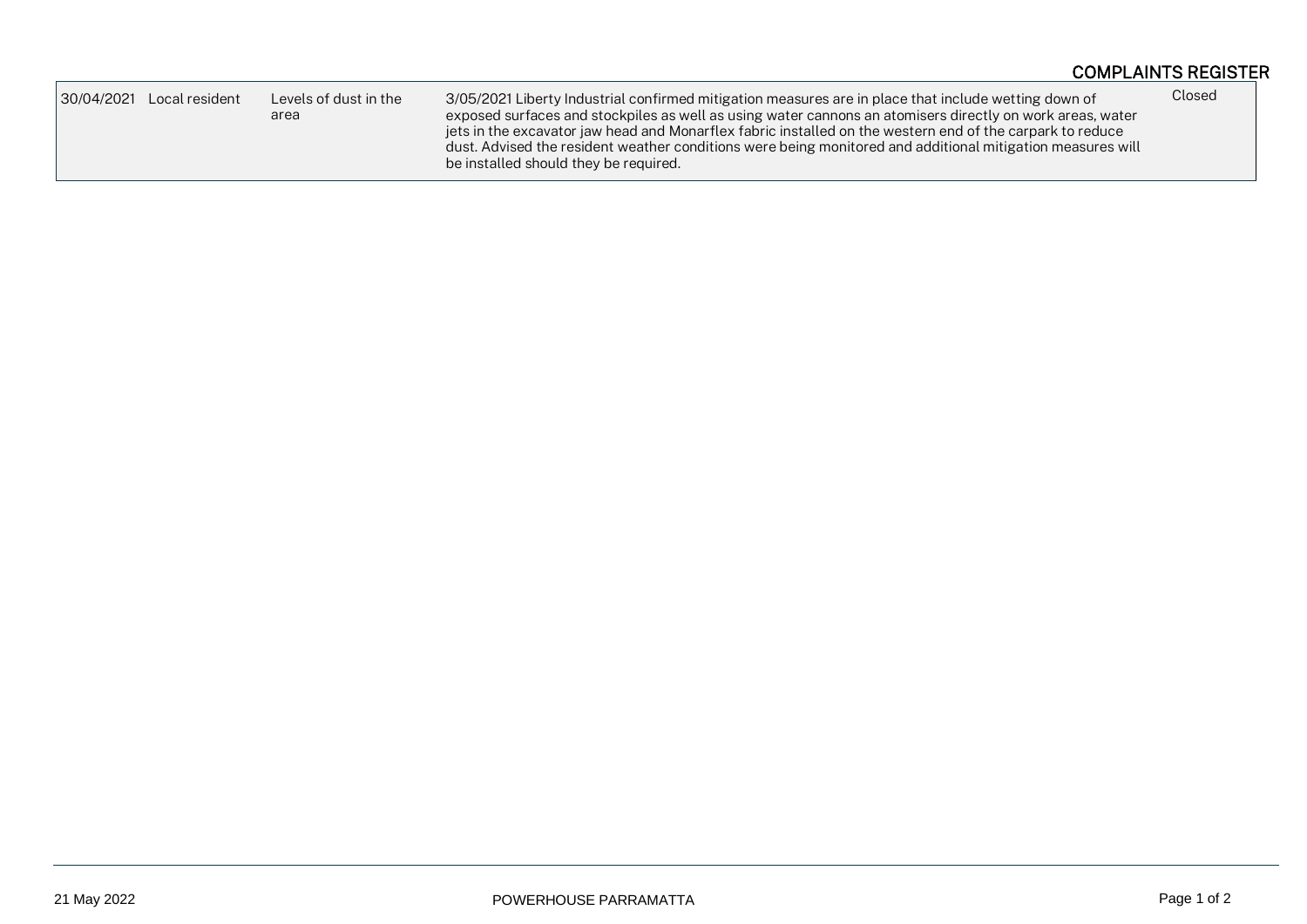## COMPLAINTS REGISTER

| | | | | |
|---|---|---|---|---|
| 30/04/2021 | Local resident | Levels of dust in the area | 3/05/2021 Liberty Industrial confirmed mitigation measures are in place that include wetting down of exposed surfaces and stockpiles as well as using water cannons an atomisers directly on work areas, water jets in the excavator jaw head and Monarflex fabric installed on the western end of the carpark to reduce dust. Advised the resident weather conditions were being monitored and additional mitigation measures will be installed should they be required. | Closed |